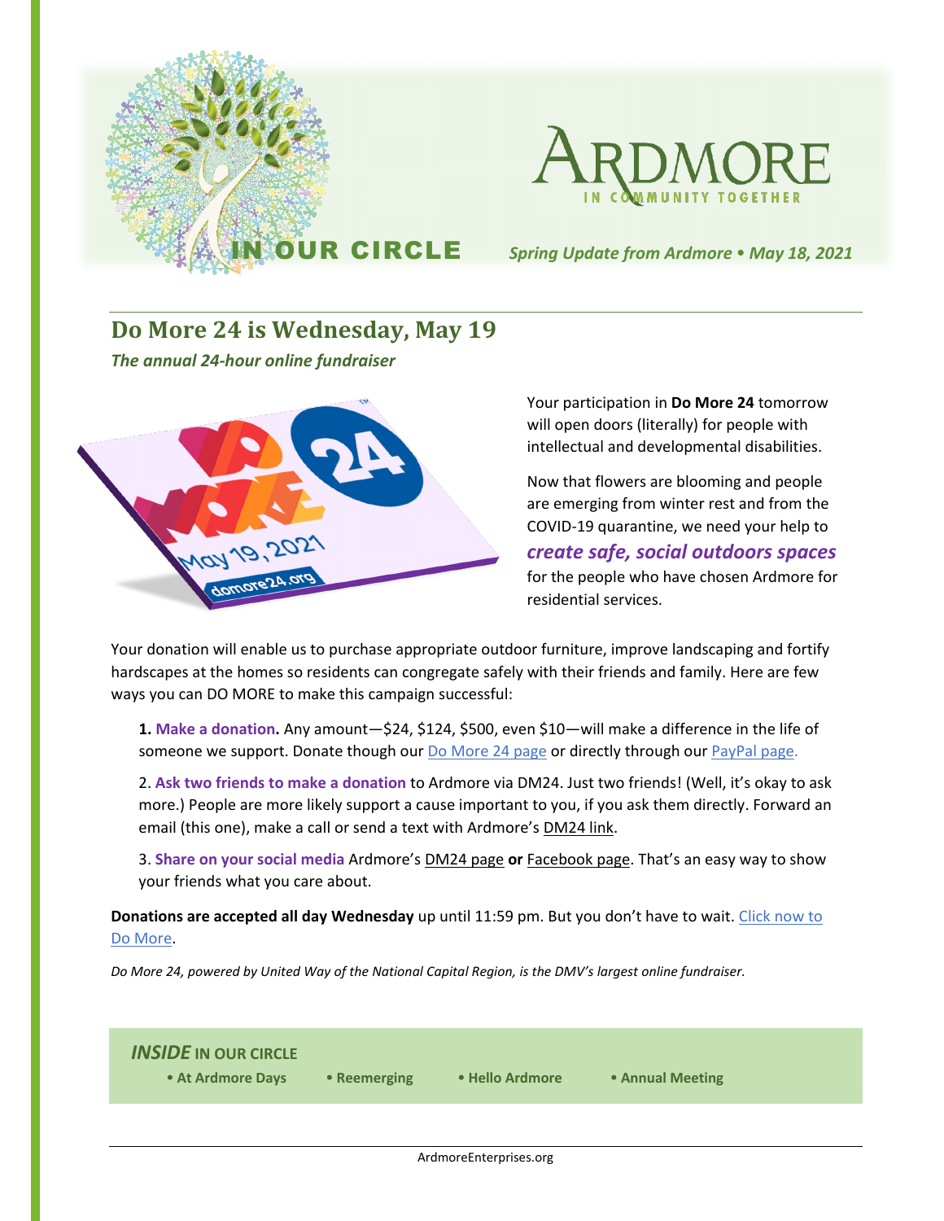IN OUR CIRCLE

ARDMORE
IN COMMUNITY TOGETHER

*Spring Update from Ardmore • May 18, 2021*

## Do More 24 is Wednesday, May 19

***The annual 24-hour online fundraiser***

Your participation in **Do More 24** tomorrow will open doors (literally) for people with intellectual and developmental disabilities.

Now that flowers are blooming and people are emerging from winter rest and from the COVID-19 quarantine, we need your help to ***create safe, social outdoors spaces*** for the people who have chosen Ardmore for residential services.

Your donation will enable us to purchase appropriate outdoor furniture, improve landscaping and fortify hardscapes at the homes so residents can congregate safely with their friends and family. Here are few ways you can DO MORE to make this campaign successful:

**1. Make a donation.** Any amount—$24, $124, $500, even $10—will make a difference in the life of someone we support. Donate though our Do More 24 page or directly through our PayPal page.

2. **Ask two friends to make a donation** to Ardmore via DM24. Just two friends! (Well, it's okay to ask more.) People are more likely support a cause important to you, if you ask them directly. Forward an email (this one), make a call or send a text with Ardmore's DM24 link.

3. **Share on your social media** Ardmore's DM24 page **or** Facebook page. That's an easy way to show your friends what you care about.

**Donations are accepted all day Wednesday** up until 11:59 pm. But you don't have to wait. Click now to Do More.

*Do More 24, powered by United Way of the National Capital Region, is the DMV's largest online fundraiser.*

***INSIDE*** **IN OUR CIRCLE**

- **At Ardmore Days**
- **Reemerging**
- **Hello Ardmore**
- **Annual Meeting**

ArdmoreEnterprises.org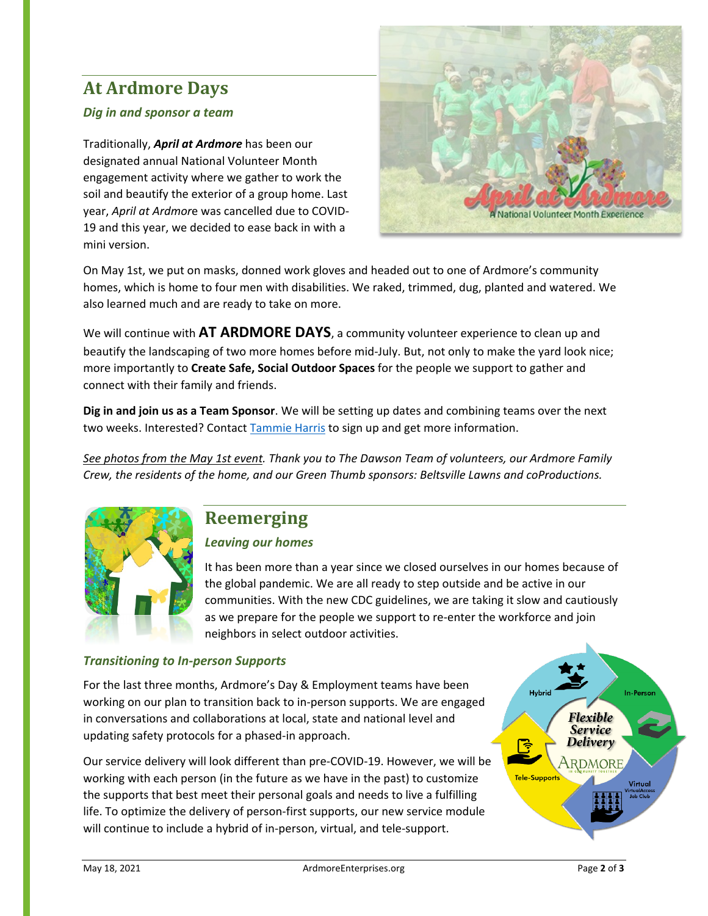## At Ardmore Days

***Dig in and sponsor a team***

Traditionally, ***April at Ardmore*** has been our designated annual National Volunteer Month engagement activity where we gather to work the soil and beautify the exterior of a group home. Last year, *April at Ardmor*e was cancelled due to COVID-19 and this year, we decided to ease back in with a mini version.

On May 1st, we put on masks, donned work gloves and headed out to one of Ardmore's community homes, which is home to four men with disabilities. We raked, trimmed, dug, planted and watered. We also learned much and are ready to take on more.

We will continue with **AT ARDMORE DAYS**, a community volunteer experience to clean up and beautify the landscaping of two more homes before mid-July. But, not only to make the yard look nice; more importantly to **Create Safe, Social Outdoor Spaces** for the people we support to gather and connect with their family and friends.

**Dig in and join us as a Team Sponsor**. We will be setting up dates and combining teams over the next two weeks. Interested? Contact Tammie Harris to sign up and get more information.

*See photos from the May 1st event. Thank you to The Dawson Team of volunteers, our Ardmore Family Crew, the residents of the home, and our Green Thumb sponsors: Beltsville Lawns and coProductions.*

## Reemerging

***Leaving our homes***

It has been more than a year since we closed ourselves in our homes because of the global pandemic. We are all ready to step outside and be active in our communities. With the new CDC guidelines, we are taking it slow and cautiously as we prepare for the people we support to re-enter the workforce and join neighbors in select outdoor activities.

***Transitioning to In-person Supports***

For the last three months, Ardmore's Day & Employment teams have been working on our plan to transition back to in-person supports. We are engaged in conversations and collaborations at local, state and national level and updating safety protocols for a phased-in approach.

Our service delivery will look different than pre-COVID-19. However, we will be working with each person (in the future as we have in the past) to customize the supports that best meet their personal goals and needs to live a fulfilling life. To optimize the delivery of person-first supports, our new service module will continue to include a hybrid of in-person, virtual, and tele-support.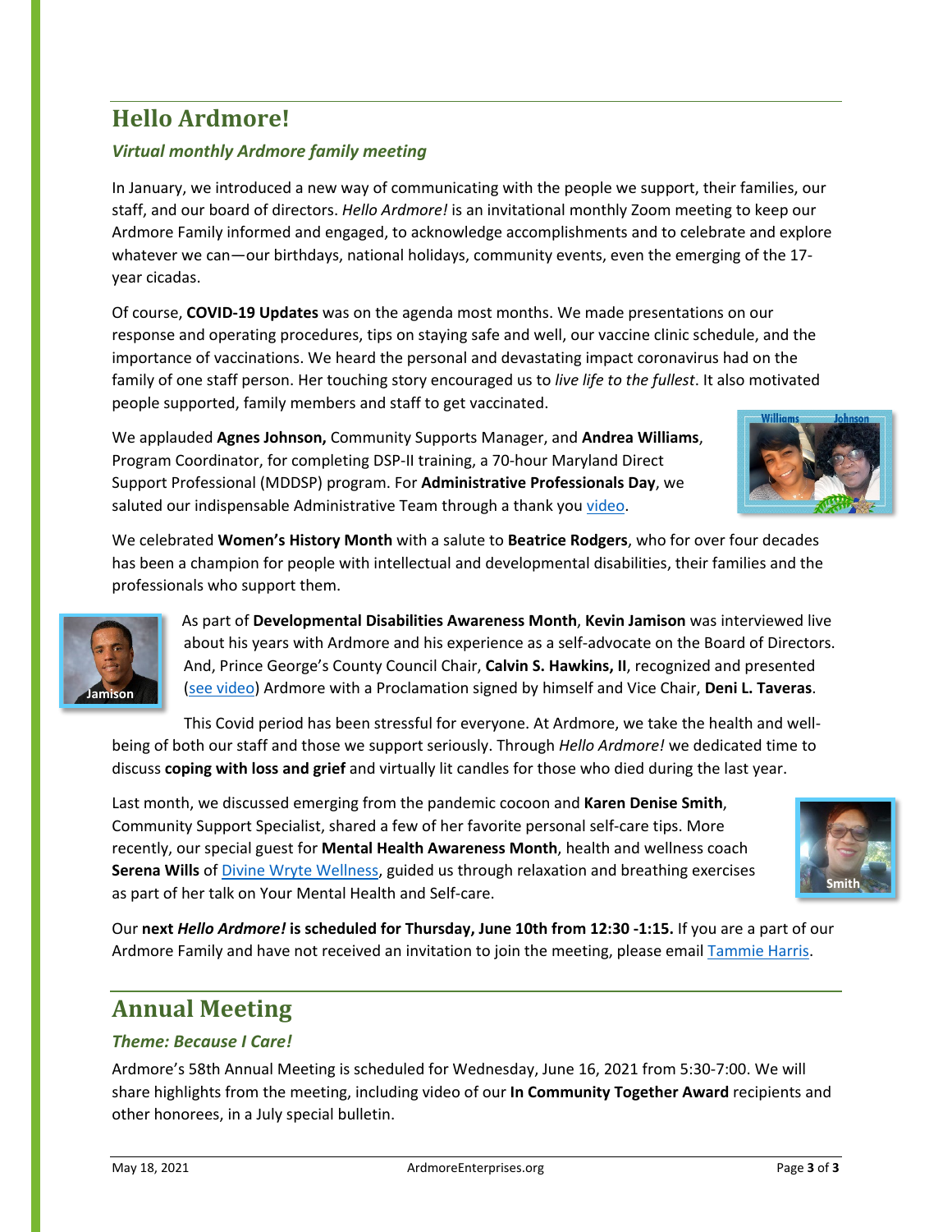## Hello Ardmore!

### *Virtual monthly Ardmore family meeting*

In January, we introduced a new way of communicating with the people we support, their families, our staff, and our board of directors. *Hello Ardmore!* is an invitational monthly Zoom meeting to keep our Ardmore Family informed and engaged, to acknowledge accomplishments and to celebrate and explore whatever we can—our birthdays, national holidays, community events, even the emerging of the 17-year cicadas.

Of course, **COVID-19 Updates** was on the agenda most months. We made presentations on our response and operating procedures, tips on staying safe and well, our vaccine clinic schedule, and the importance of vaccinations. We heard the personal and devastating impact coronavirus had on the family of one staff person. Her touching story encouraged us to *live life to the fullest*. It also motivated people supported, family members and staff to get vaccinated.

We applauded **Agnes Johnson,** Community Supports Manager, and **Andrea Williams**, Program Coordinator, for completing DSP-II training, a 70-hour Maryland Direct Support Professional (MDDSP) program. For **Administrative Professionals Day**, we saluted our indispensable Administrative Team through a thank you video.

Williams Johnson

We celebrated **Women's History Month** with a salute to **Beatrice Rodgers**, who for over four decades has been a champion for people with intellectual and developmental disabilities, their families and the professionals who support them.

Jamison

As part of **Developmental Disabilities Awareness Month**, **Kevin Jamison** was interviewed live about his years with Ardmore and his experience as a self-advocate on the Board of Directors. And, Prince George's County Council Chair, **Calvin S. Hawkins, II**, recognized and presented (see video) Ardmore with a Proclamation signed by himself and Vice Chair, **Deni L. Taveras**.

This Covid period has been stressful for everyone. At Ardmore, we take the health and well-being of both our staff and those we support seriously. Through *Hello Ardmore!* we dedicated time to discuss **coping with loss and grief** and virtually lit candles for those who died during the last year.

Last month, we discussed emerging from the pandemic cocoon and **Karen Denise Smith**, Community Support Specialist, shared a few of her favorite personal self-care tips. More recently, our special guest for **Mental Health Awareness Month**, health and wellness coach **Serena Wills** of Divine Wryte Wellness, guided us through relaxation and breathing exercises as part of her talk on Your Mental Health and Self-care.

Smith

Our **next *Hello Ardmore!* is scheduled for Thursday, June 10th from 12:30 -1:15.** If you are a part of our Ardmore Family and have not received an invitation to join the meeting, please email Tammie Harris.

## Annual Meeting

### *Theme: Because I Care!*

Ardmore's 58th Annual Meeting is scheduled for Wednesday, June 16, 2021 from 5:30-7:00. We will share highlights from the meeting, including video of our **In Community Together Award** recipients and other honorees, in a July special bulletin.